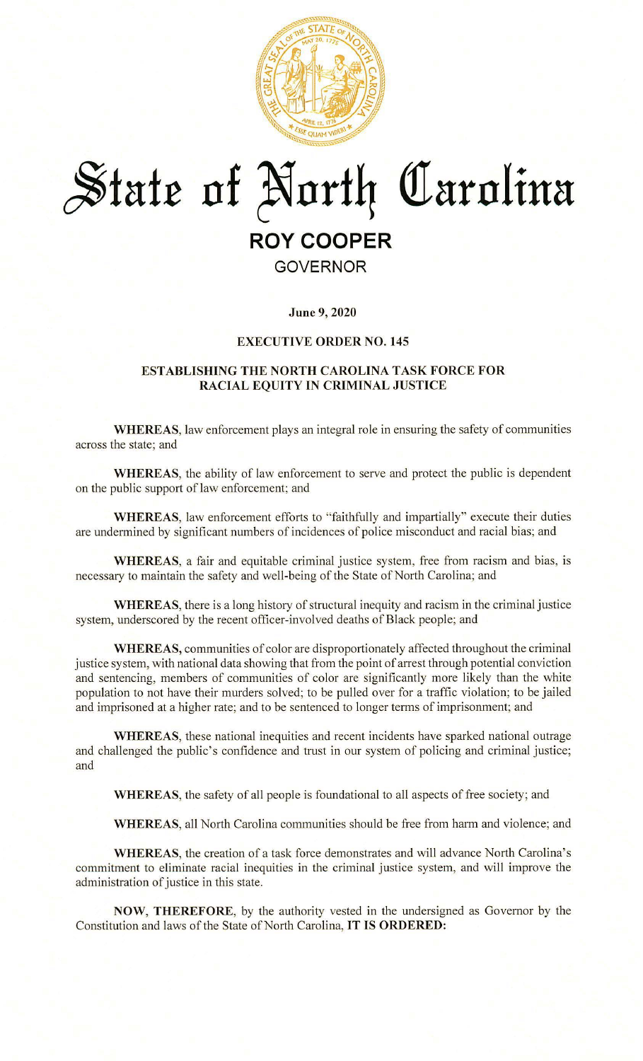# State of North Carolina

## ROY COOPER

GOVERNOR

**June 9, 2020**

**EXECUTIVE ORDER NO. 145**

**ESTABLISHING THE NORTH CAROLINA TASK FORCE FOR RACIAL EQUITY IN CRIMINAL JUSTICE**

**WHEREAS**, law enforcement plays an integral role in ensuring the safety of communities across the state; and

**WHEREAS**, the ability of law enforcement to serve and protect the public is dependent on the public support of law enforcement; and

**WHEREAS**, law enforcement efforts to "faithfully and impartially" execute their duties are undermined by significant numbers of incidences of police misconduct and racial bias; and

**WHEREAS**, a fair and equitable criminal justice system, free from racism and bias, is necessary to maintain the safety and well-being of the State of North Carolina; and

**WHEREAS**, there is a long history of structural inequity and racism in the criminal justice system, underscored by the recent officer-involved deaths of Black people; and

**WHEREAS,** communities of color are disproportionately affected throughout the criminal justice system, with national data showing that from the point of arrest through potential conviction and sentencing, members of communities of color are significantly more likely than the white population to not have their murders solved; to be pulled over for a traffic violation; to be jailed and imprisoned at a higher rate; and to be sentenced to longer terms of imprisonment; and

**WHEREAS**, these national inequities and recent incidents have sparked national outrage and challenged the public's confidence and trust in our system of policing and criminal justice; and

**WHEREAS**, the safety of all people is foundational to all aspects of free society; and

**WHEREAS**, all North Carolina communities should be free from harm and violence; and

**WHEREAS**, the creation of a task force demonstrates and will advance North Carolina's commitment to eliminate racial inequities in the criminal justice system, and will improve the administration of justice in this state.

**NOW, THEREFORE**, by the authority vested in the undersigned as Governor by the Constitution and laws of the State of North Carolina, **IT IS ORDERED:**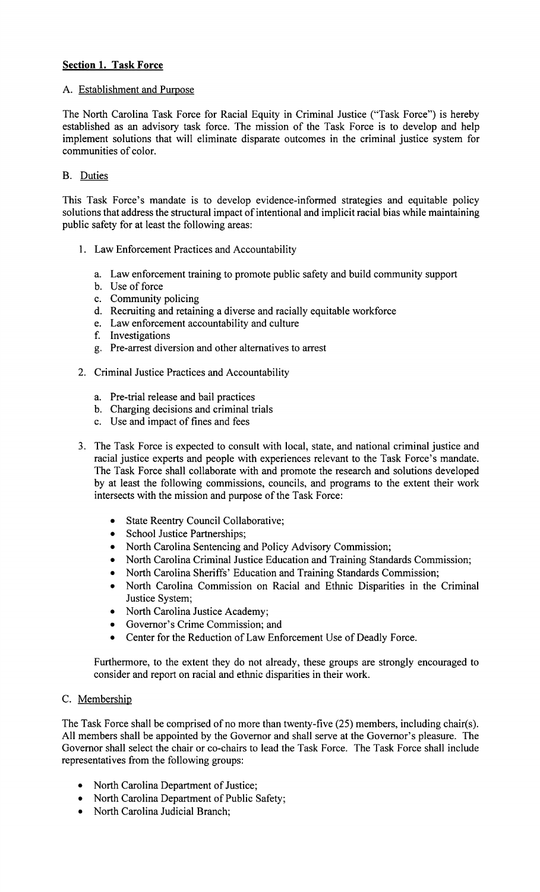## Section 1. Task Force

### A. Establishment and Purpose

The North Carolina Task Force for Racial Equity in Criminal Justice ("Task Force") is hereby established as an advisory task force. The mission of the Task Force is to develop and help implement solutions that will eliminate disparate outcomes in the criminal justice system for communities of color.

### B. Duties

This Task Force's mandate is to develop evidence-informed strategies and equitable policy solutions that address the structural impact of intentional and implicit racial bias while maintaining public safety for at least the following areas:

1. Law Enforcement Practices and Accountability

   a. Law enforcement training to promote public safety and build community support
   b. Use of force
   c. Community policing
   d. Recruiting and retaining a diverse and racially equitable workforce
   e. Law enforcement accountability and culture
   f. Investigations
   g. Pre-arrest diversion and other alternatives to arrest

2. Criminal Justice Practices and Accountability

   a. Pre-trial release and bail practices
   b. Charging decisions and criminal trials
   c. Use and impact of fines and fees

3. The Task Force is expected to consult with local, state, and national criminal justice and racial justice experts and people with experiences relevant to the Task Force's mandate. The Task Force shall collaborate with and promote the research and solutions developed by at least the following commissions, councils, and programs to the extent their work intersects with the mission and purpose of the Task Force:

   - State Reentry Council Collaborative;
   - School Justice Partnerships;
   - North Carolina Sentencing and Policy Advisory Commission;
   - North Carolina Criminal Justice Education and Training Standards Commission;
   - North Carolina Sheriffs' Education and Training Standards Commission;
   - North Carolina Commission on Racial and Ethnic Disparities in the Criminal Justice System;
   - North Carolina Justice Academy;
   - Governor's Crime Commission; and
   - Center for the Reduction of Law Enforcement Use of Deadly Force.

   Furthermore, to the extent they do not already, these groups are strongly encouraged to consider and report on racial and ethnic disparities in their work.

### C. Membership

The Task Force shall be comprised of no more than twenty-five (25) members, including chair(s). All members shall be appointed by the Governor and shall serve at the Governor's pleasure. The Governor shall select the chair or co-chairs to lead the Task Force. The Task Force shall include representatives from the following groups:

- North Carolina Department of Justice;
- North Carolina Department of Public Safety;
- North Carolina Judicial Branch;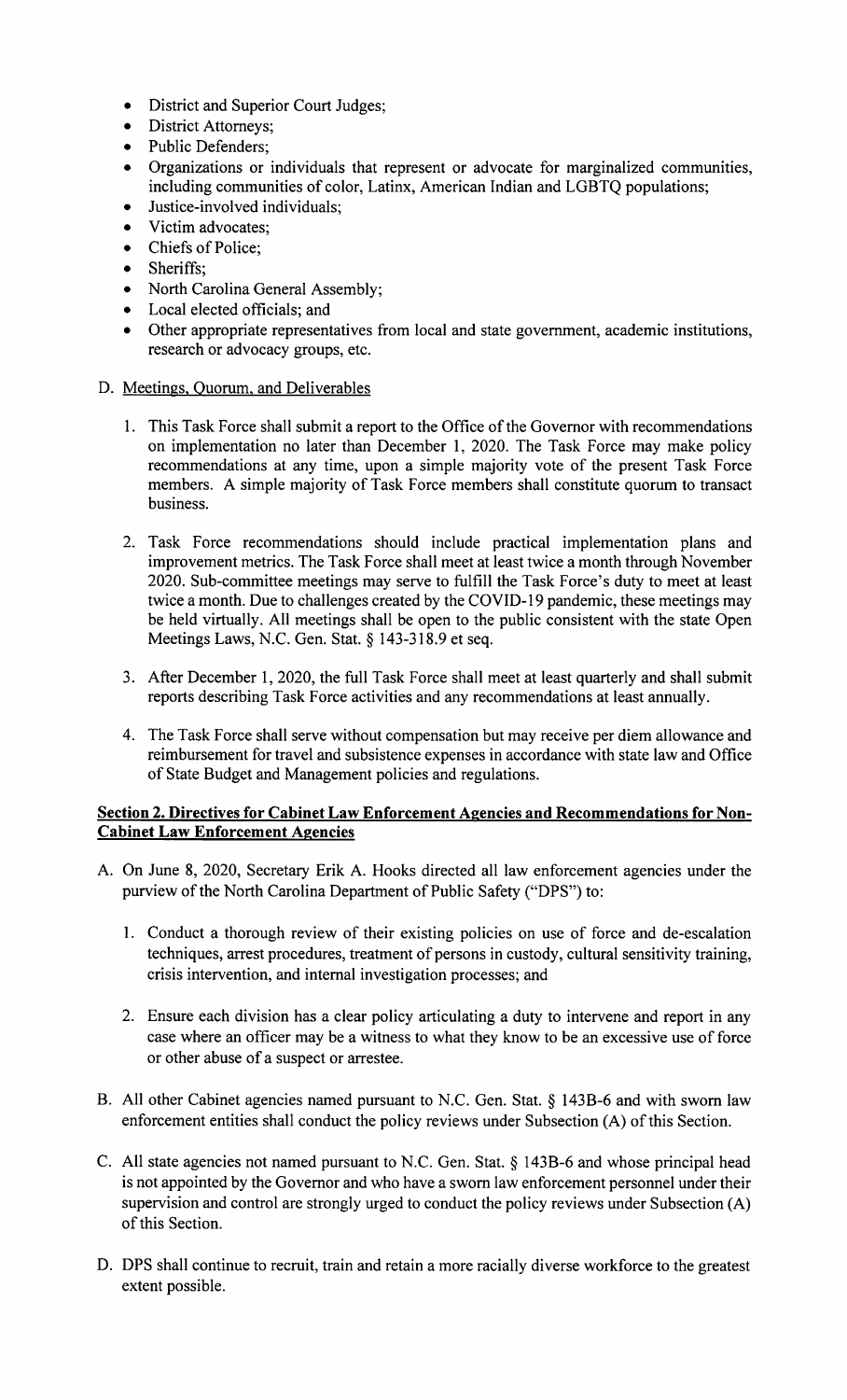- District and Superior Court Judges;
- District Attorneys;
- Public Defenders;
- Organizations or individuals that represent or advocate for marginalized communities, including communities of color, Latinx, American Indian and LGBTQ populations;
- Justice-involved individuals;
- Victim advocates;
- Chiefs of Police;
- Sheriffs;
- North Carolina General Assembly;
- Local elected officials; and
- Other appropriate representatives from local and state government, academic institutions, research or advocacy groups, etc.

D. Meetings, Quorum, and Deliverables

1. This Task Force shall submit a report to the Office of the Governor with recommendations on implementation no later than December 1, 2020. The Task Force may make policy recommendations at any time, upon a simple majority vote of the present Task Force members. A simple majority of Task Force members shall constitute quorum to transact business.

2. Task Force recommendations should include practical implementation plans and improvement metrics. The Task Force shall meet at least twice a month through November 2020. Sub-committee meetings may serve to fulfill the Task Force's duty to meet at least twice a month. Due to challenges created by the COVID-19 pandemic, these meetings may be held virtually. All meetings shall be open to the public consistent with the state Open Meetings Laws, N.C. Gen. Stat. § 143-318.9 et seq.

3. After December 1, 2020, the full Task Force shall meet at least quarterly and shall submit reports describing Task Force activities and any recommendations at least annually.

4. The Task Force shall serve without compensation but may receive per diem allowance and reimbursement for travel and subsistence expenses in accordance with state law and Office of State Budget and Management policies and regulations.

**Section 2. Directives for Cabinet Law Enforcement Agencies and Recommendations for Non-Cabinet Law Enforcement Agencies**

A. On June 8, 2020, Secretary Erik A. Hooks directed all law enforcement agencies under the purview of the North Carolina Department of Public Safety ("DPS") to:

1. Conduct a thorough review of their existing policies on use of force and de-escalation techniques, arrest procedures, treatment of persons in custody, cultural sensitivity training, crisis intervention, and internal investigation processes; and

2. Ensure each division has a clear policy articulating a duty to intervene and report in any case where an officer may be a witness to what they know to be an excessive use of force or other abuse of a suspect or arrestee.

B. All other Cabinet agencies named pursuant to N.C. Gen. Stat. § 143B-6 and with sworn law enforcement entities shall conduct the policy reviews under Subsection (A) of this Section.

C. All state agencies not named pursuant to N.C. Gen. Stat. § 143B-6 and whose principal head is not appointed by the Governor and who have a sworn law enforcement personnel under their supervision and control are strongly urged to conduct the policy reviews under Subsection (A) of this Section.

D. DPS shall continue to recruit, train and retain a more racially diverse workforce to the greatest extent possible.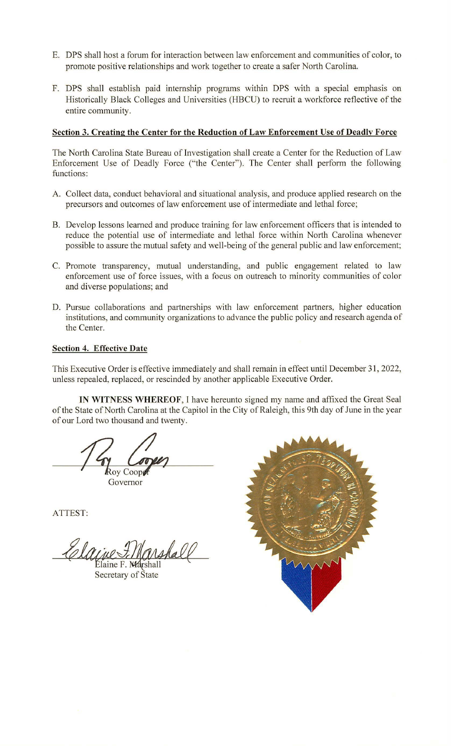E. DPS shall host a forum for interaction between law enforcement and communities of color, to promote positive relationships and work together to create a safer North Carolina.

F. DPS shall establish paid internship programs within DPS with a special emphasis on Historically Black Colleges and Universities (HBCU) to recruit a workforce reflective of the entire community.

**Section 3. Creating the Center for the Reduction of Law Enforcement Use of Deadly Force**

The North Carolina State Bureau of Investigation shall create a Center for the Reduction of Law Enforcement Use of Deadly Force ("the Center"). The Center shall perform the following functions:

A. Collect data, conduct behavioral and situational analysis, and produce applied research on the precursors and outcomes of law enforcement use of intermediate and lethal force;

B. Develop lessons learned and produce training for law enforcement officers that is intended to reduce the potential use of intermediate and lethal force within North Carolina whenever possible to assure the mutual safety and well-being of the general public and law enforcement;

C. Promote transparency, mutual understanding, and public engagement related to law enforcement use of force issues, with a focus on outreach to minority communities of color and diverse populations; and

D. Pursue collaborations and partnerships with law enforcement partners, higher education institutions, and community organizations to advance the public policy and research agenda of the Center.

**Section 4. Effective Date**

This Executive Order is effective immediately and shall remain in effect until December 31, 2022, unless repealed, replaced, or rescinded by another applicable Executive Order.

**IN WITNESS WHEREOF**, I have hereunto signed my name and affixed the Great Seal of the State of North Carolina at the Capitol in the City of Raleigh, this 9th day of June in the year of our Lord two thousand and twenty.

Roy Cooper
Governor

ATTEST:

Elaine F. Marshall
Secretary of State